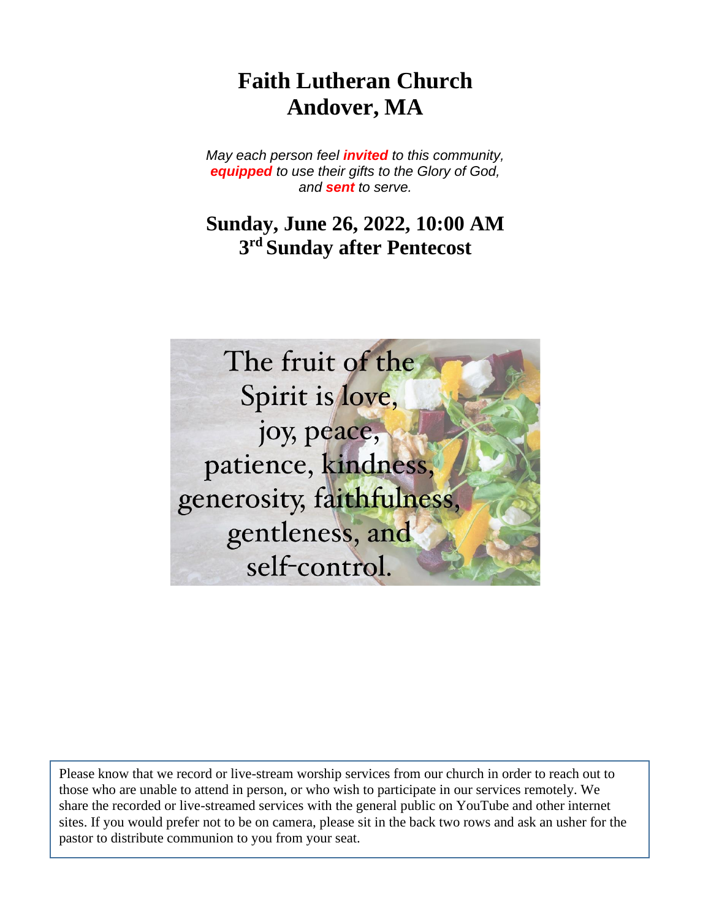# Faith Lutheran Church
# Andover, MA

*May each person feel **invited** to this community,*
***equipped** to use their gifts to the Glory of God,*
*and **sent** to serve.*

## Sunday, June 26, 2022, 10:00 AM
## 3rd Sunday after Pentecost

The fruit of the Spirit is love, joy, peace, patience, kindness, generosity, faithfulness, gentleness, and self-control.

Please know that we record or live-stream worship services from our church in order to reach out to those who are unable to attend in person, or who wish to participate in our services remotely. We share the recorded or live-streamed services with the general public on YouTube and other internet sites. If you would prefer not to be on camera, please sit in the back two rows and ask an usher for the pastor to distribute communion to you from your seat.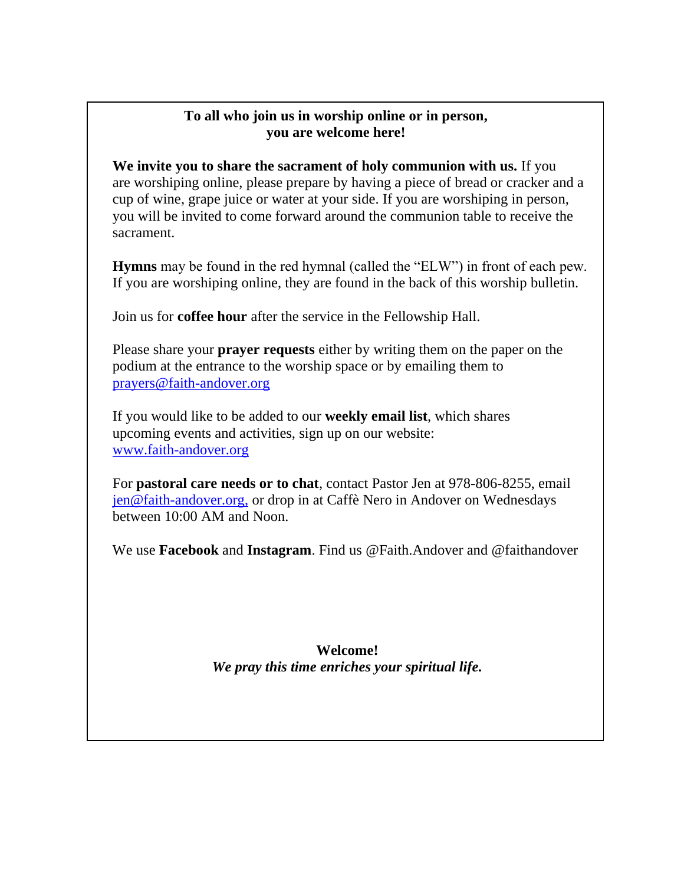**To all who join us in worship online or in person,**
**you are welcome here!**

**We invite you to share the sacrament of holy communion with us.** If you are worshiping online, please prepare by having a piece of bread or cracker and a cup of wine, grape juice or water at your side. If you are worshiping in person, you will be invited to come forward around the communion table to receive the sacrament.

**Hymns** may be found in the red hymnal (called the "ELW") in front of each pew. If you are worshiping online, they are found in the back of this worship bulletin.

Join us for **coffee hour** after the service in the Fellowship Hall.

Please share your **prayer requests** either by writing them on the paper on the podium at the entrance to the worship space or by emailing them to prayers@faith-andover.org

If you would like to be added to our **weekly email list**, which shares upcoming events and activities, sign up on our website: www.faith-andover.org

For **pastoral care needs or to chat**, contact Pastor Jen at 978-806-8255, email jen@faith-andover.org, or drop in at Caffè Nero in Andover on Wednesdays between 10:00 AM and Noon.

We use **Facebook** and **Instagram**. Find us @Faith.Andover and @faithandover

**Welcome!**
***We pray this time enriches your spiritual life.***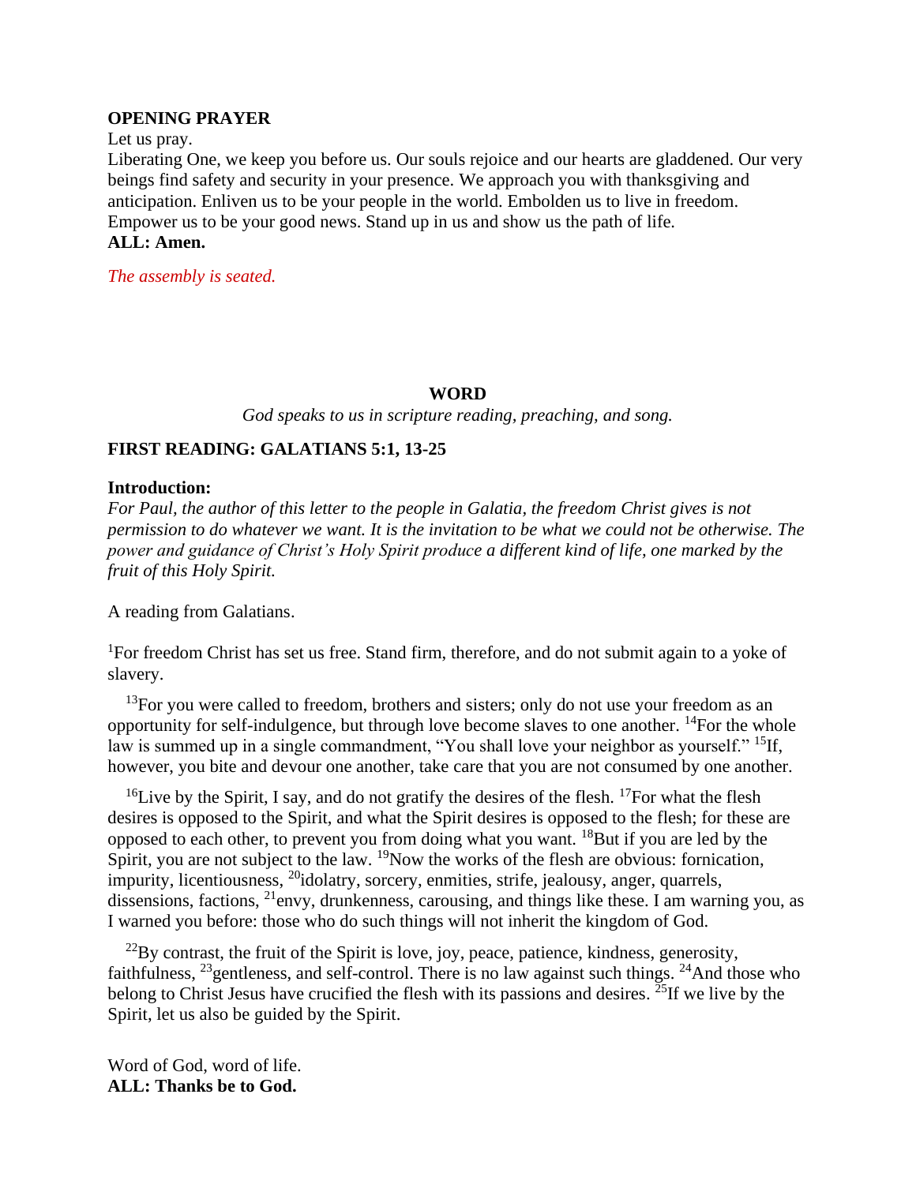**OPENING PRAYER**

Let us pray.

Liberating One, we keep you before us. Our souls rejoice and our hearts are gladdened. Our very beings find safety and security in your presence. We approach you with thanksgiving and anticipation. Enliven us to be your people in the world. Embolden us to live in freedom. Empower us to be your good news. Stand up in us and show us the path of life.

**ALL: Amen.**

*The assembly is seated.*

## WORD

*God speaks to us in scripture reading, preaching, and song.*

**FIRST READING: GALATIANS 5:1, 13-25**

**Introduction:**

*For Paul, the author of this letter to the people in Galatia, the freedom Christ gives is not permission to do whatever we want. It is the invitation to be what we could not be otherwise. The power and guidance of Christ's Holy Spirit produce a different kind of life, one marked by the fruit of this Holy Spirit.*

A reading from Galatians.

[1]For freedom Christ has set us free. Stand firm, therefore, and do not submit again to a yoke of slavery.

[13]For you were called to freedom, brothers and sisters; only do not use your freedom as an opportunity for self-indulgence, but through love become slaves to one another. [14]For the whole law is summed up in a single commandment, "You shall love your neighbor as yourself." [15]If, however, you bite and devour one another, take care that you are not consumed by one another.

[16]Live by the Spirit, I say, and do not gratify the desires of the flesh. [17]For what the flesh desires is opposed to the Spirit, and what the Spirit desires is opposed to the flesh; for these are opposed to each other, to prevent you from doing what you want. [18]But if you are led by the Spirit, you are not subject to the law. [19]Now the works of the flesh are obvious: fornication, impurity, licentiousness, [20]idolatry, sorcery, enmities, strife, jealousy, anger, quarrels, dissensions, factions, [21]envy, drunkenness, carousing, and things like these. I am warning you, as I warned you before: those who do such things will not inherit the kingdom of God.

[22]By contrast, the fruit of the Spirit is love, joy, peace, patience, kindness, generosity, faithfulness, [23]gentleness, and self-control. There is no law against such things. [24]And those who belong to Christ Jesus have crucified the flesh with its passions and desires. [25]If we live by the Spirit, let us also be guided by the Spirit.

Word of God, word of life.

**ALL: Thanks be to God.**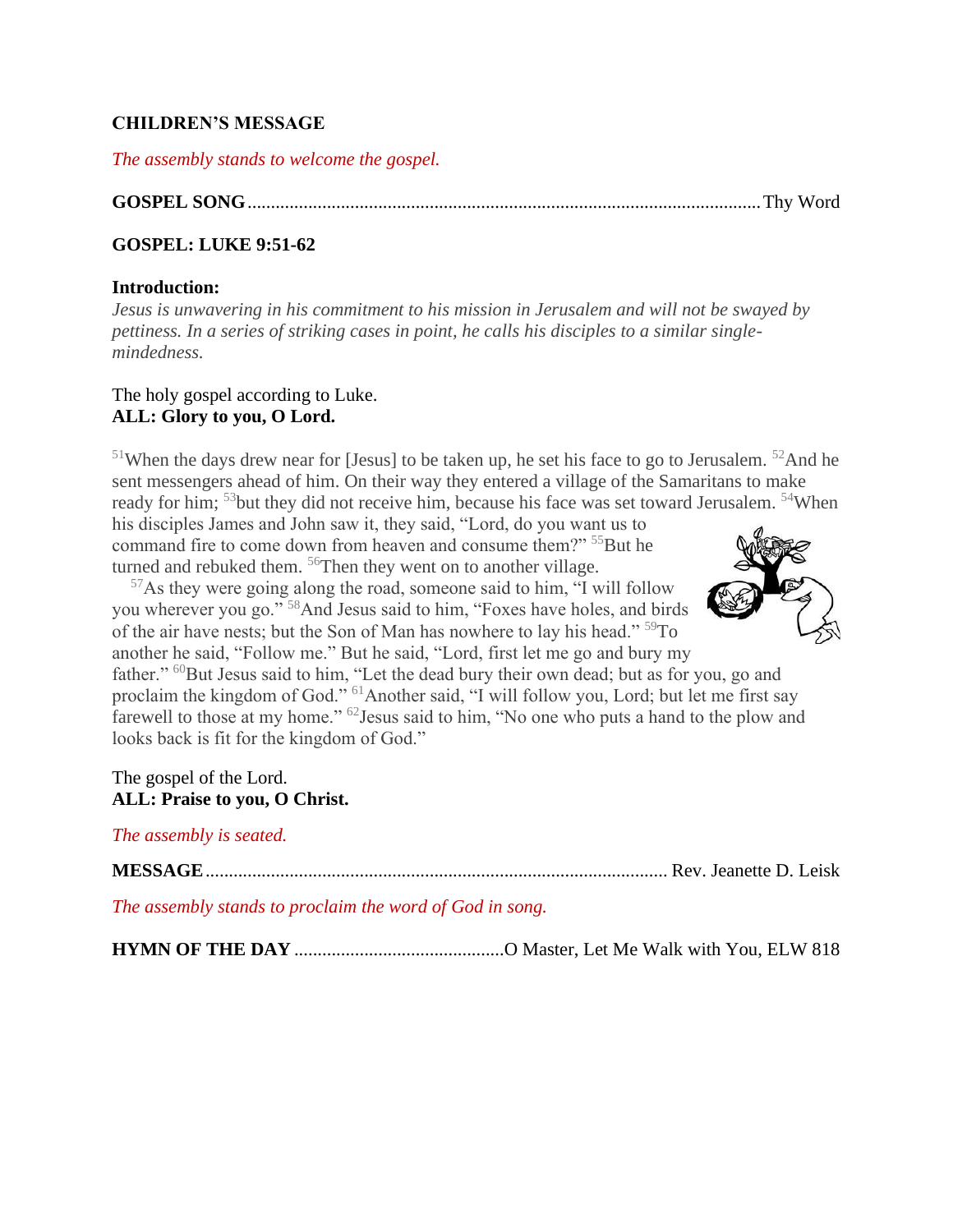**CHILDREN'S MESSAGE**

*The assembly stands to welcome the gospel.*

**GOSPEL SONG**............................................................................................................Thy Word

**GOSPEL: LUKE 9:51-62**

**Introduction:**
*Jesus is unwavering in his commitment to his mission in Jerusalem and will not be swayed by pettiness. In a series of striking cases in point, he calls his disciples to a similar single-mindedness.*

The holy gospel according to Luke.
**ALL: Glory to you, O Lord.**

[51]When the days drew near for [Jesus] to be taken up, he set his face to go to Jerusalem. [52]And he sent messengers ahead of him. On their way they entered a village of the Samaritans to make ready for him; [53]but they did not receive him, because his face was set toward Jerusalem. [54]When his disciples James and John saw it, they said, "Lord, do you want us to command fire to come down from heaven and consume them?" [55]But he turned and rebuked them. [56]Then they went on to another village.

[57]As they were going along the road, someone said to him, "I will follow you wherever you go." [58]And Jesus said to him, "Foxes have holes, and birds of the air have nests; but the Son of Man has nowhere to lay his head." [59]To another he said, "Follow me." But he said, "Lord, first let me go and bury my father." [60]But Jesus said to him, "Let the dead bury their own dead; but as for you, go and proclaim the kingdom of God." [61]Another said, "I will follow you, Lord; but let me first say farewell to those at my home." [62]Jesus said to him, "No one who puts a hand to the plow and looks back is fit for the kingdom of God."

The gospel of the Lord.
**ALL: Praise to you, O Christ.**

*The assembly is seated.*

**MESSAGE**.................................................................................................. Rev. Jeanette D. Leisk

*The assembly stands to proclaim the word of God in song.*

**HYMN OF THE DAY** .............................................O Master, Let Me Walk with You, ELW 818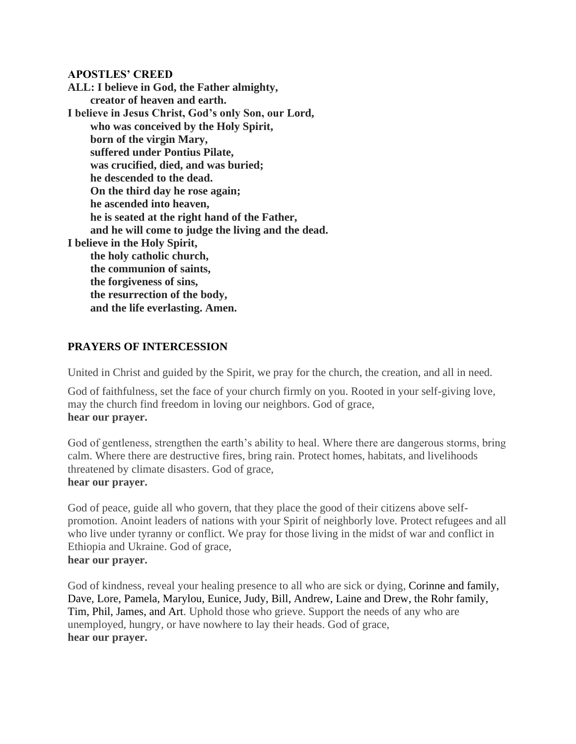**APOSTLES' CREED**

**ALL: I believe in God, the Father almighty,**
**creator of heaven and earth.**
**I believe in Jesus Christ, God's only Son, our Lord,**
**who was conceived by the Holy Spirit,**
**born of the virgin Mary,**
**suffered under Pontius Pilate,**
**was crucified, died, and was buried;**
**he descended to the dead.**
**On the third day he rose again;**
**he ascended into heaven,**
**he is seated at the right hand of the Father,**
**and he will come to judge the living and the dead.**
**I believe in the Holy Spirit,**
**the holy catholic church,**
**the communion of saints,**
**the forgiveness of sins,**
**the resurrection of the body,**
**and the life everlasting. Amen.**

## PRAYERS OF INTERCESSION

United in Christ and guided by the Spirit, we pray for the church, the creation, and all in need.

God of faithfulness, set the face of your church firmly on you. Rooted in your self-giving love, may the church find freedom in loving our neighbors. God of grace,
**hear our prayer.**

God of gentleness, strengthen the earth's ability to heal. Where there are dangerous storms, bring calm. Where there are destructive fires, bring rain. Protect homes, habitats, and livelihoods threatened by climate disasters. God of grace,
**hear our prayer.**

God of peace, guide all who govern, that they place the good of their citizens above self-promotion. Anoint leaders of nations with your Spirit of neighborly love. Protect refugees and all who live under tyranny or conflict. We pray for those living in the midst of war and conflict in Ethiopia and Ukraine. God of grace,
**hear our prayer.**

God of kindness, reveal your healing presence to all who are sick or dying, Corinne and family, Dave, Lore, Pamela, Marylou, Eunice, Judy, Bill, Andrew, Laine and Drew, the Rohr family, Tim, Phil, James, and Art. Uphold those who grieve. Support the needs of any who are unemployed, hungry, or have nowhere to lay their heads. God of grace,
**hear our prayer.**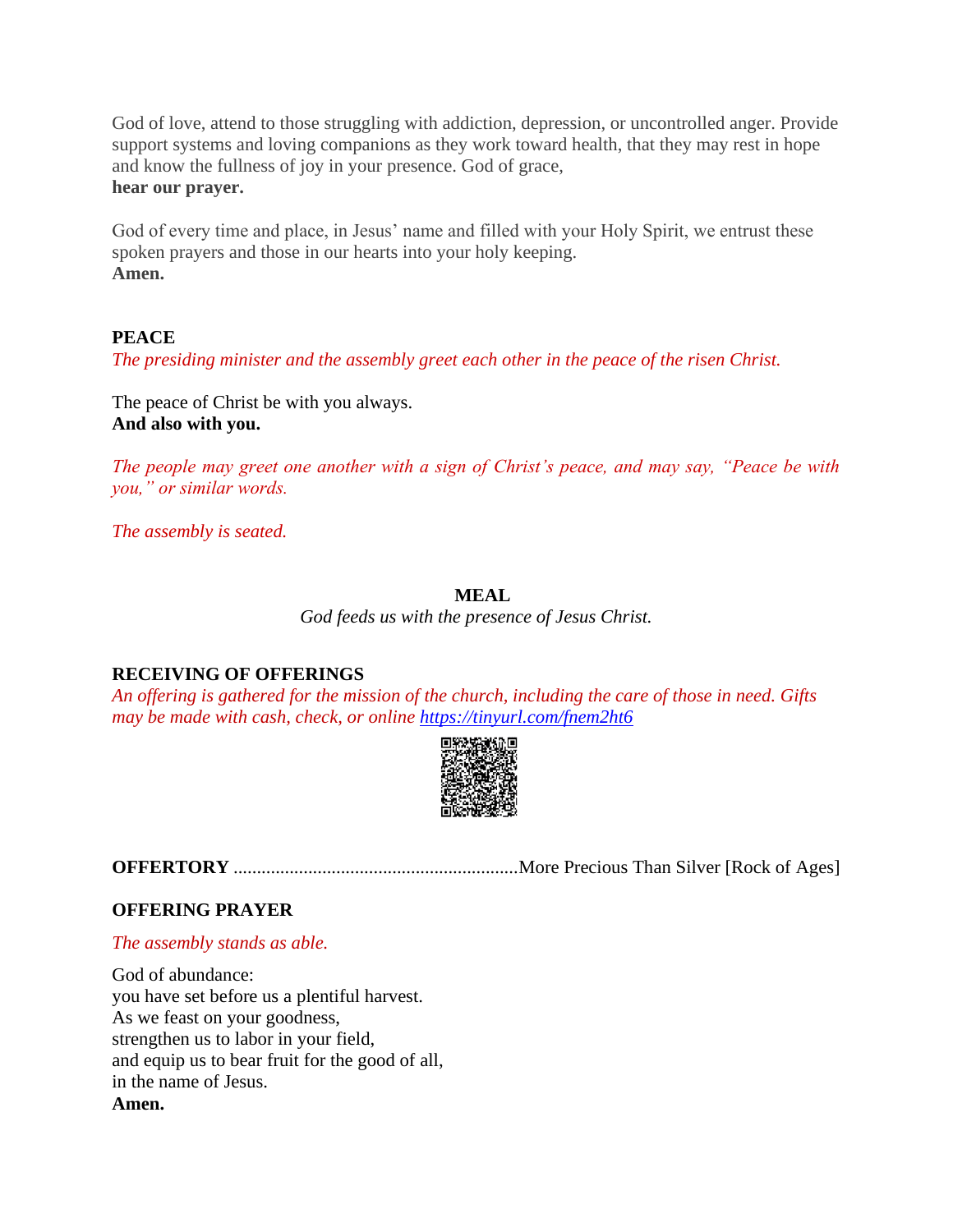God of love, attend to those struggling with addiction, depression, or uncontrolled anger. Provide support systems and loving companions as they work toward health, that they may rest in hope and know the fullness of joy in your presence. God of grace,
**hear our prayer.**

God of every time and place, in Jesus' name and filled with your Holy Spirit, we entrust these spoken prayers and those in our hearts into your holy keeping.
**Amen.**

**PEACE**

*The presiding minister and the assembly greet each other in the peace of the risen Christ.*

The peace of Christ be with you always.
**And also with you.**

*The people may greet one another with a sign of Christ's peace, and may say, "Peace be with you," or similar words.*

*The assembly is seated.*

## MEAL

*God feeds us with the presence of Jesus Christ.*

**RECEIVING OF OFFERINGS**

*An offering is gathered for the mission of the church, including the care of those in need. Gifts may be made with cash, check, or online* https://tinyurl.com/fnem2ht6

**OFFERTORY** ............................................................More Precious Than Silver [Rock of Ages]

**OFFERING PRAYER**

*The assembly stands as able.*

God of abundance:
you have set before us a plentiful harvest.
As we feast on your goodness,
strengthen us to labor in your field,
and equip us to bear fruit for the good of all,
in the name of Jesus.
**Amen.**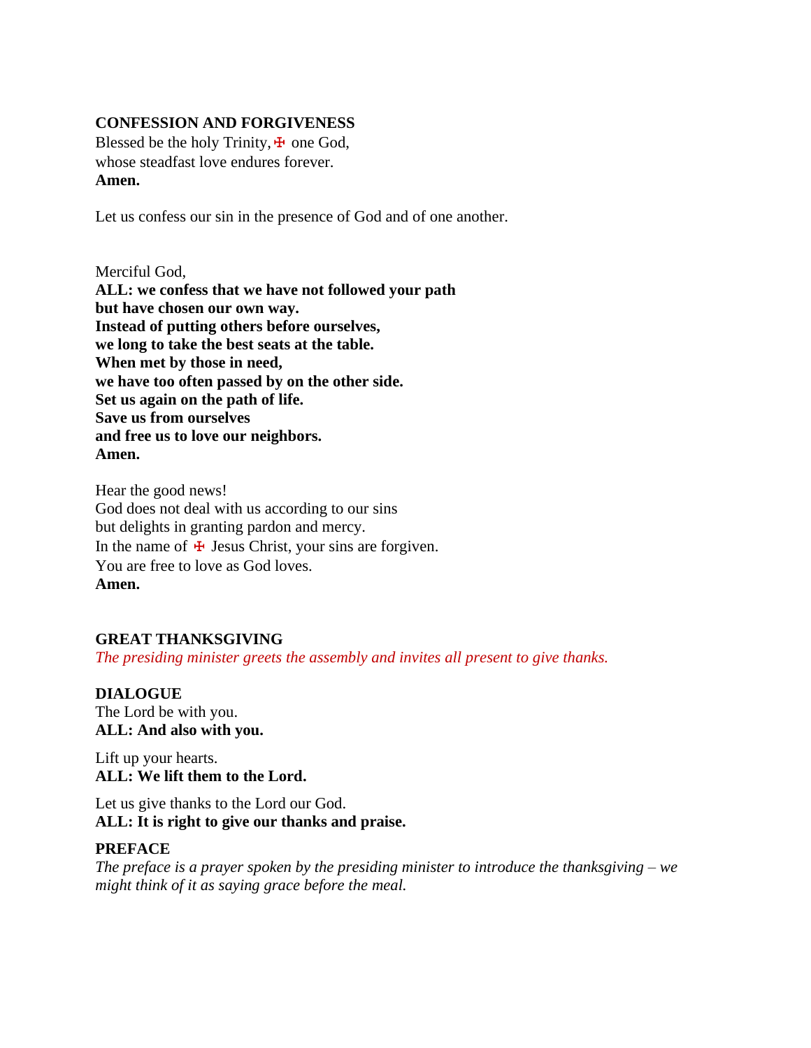**CONFESSION AND FORGIVENESS**

Blessed be the holy Trinity, ☩ one God,
whose steadfast love endures forever.
**Amen.**

Let us confess our sin in the presence of God and of one another.

Merciful God,
**ALL: we confess that we have not followed your path**
**but have chosen our own way.**
**Instead of putting others before ourselves,**
**we long to take the best seats at the table.**
**When met by those in need,**
**we have too often passed by on the other side.**
**Set us again on the path of life.**
**Save us from ourselves**
**and free us to love our neighbors.**
**Amen.**

Hear the good news!
God does not deal with us according to our sins
but delights in granting pardon and mercy.
In the name of ☩ Jesus Christ, your sins are forgiven.
You are free to love as God loves.
**Amen.**

**GREAT THANKSGIVING**

*The presiding minister greets the assembly and invites all present to give thanks.*

**DIALOGUE**

The Lord be with you.
**ALL: And also with you.**

Lift up your hearts.
**ALL: We lift them to the Lord.**

Let us give thanks to the Lord our God.
**ALL: It is right to give our thanks and praise.**

**PREFACE**

*The preface is a prayer spoken by the presiding minister to introduce the thanksgiving – we might think of it as saying grace before the meal.*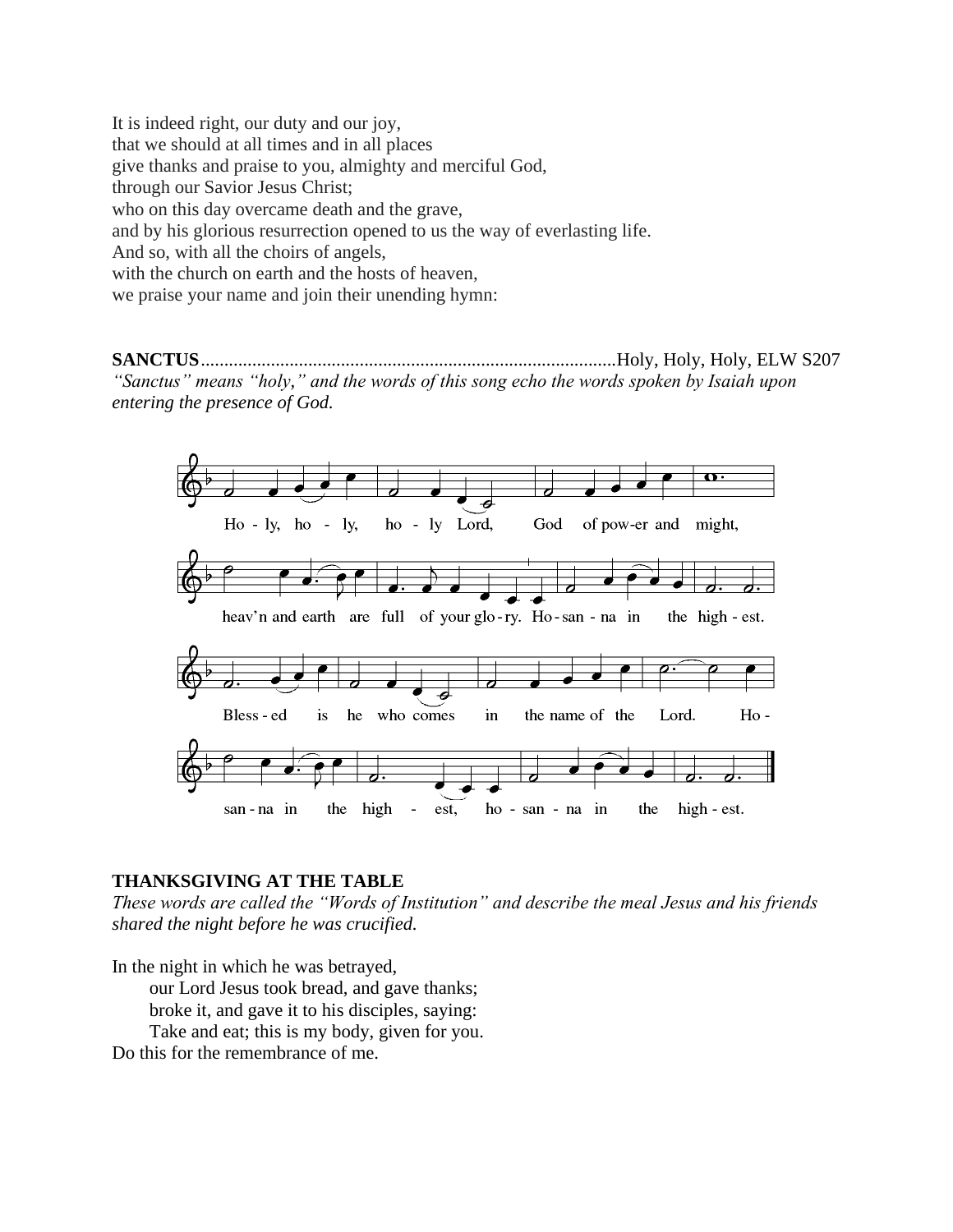It is indeed right, our duty and our joy,
that we should at all times and in all places
give thanks and praise to you, almighty and merciful God,
through our Savior Jesus Christ;
who on this day overcame death and the grave,
and by his glorious resurrection opened to us the way of everlasting life.
And so, with all the choirs of angels,
with the church on earth and the hosts of heaven,
we praise your name and join their unending hymn:

**SANCTUS**........................................................................................Holy, Holy, Holy, ELW S207

*"Sanctus" means "holy," and the words of this song echo the words spoken by Isaiah upon entering the presence of God.*

Ho - ly, ho - ly, ho - ly Lord, God of pow-er and might,
heav'n and earth are full of your glo - ry. Ho - san - na in the high - est.
Bless - ed is he who comes in the name of the Lord. Ho -
san - na in the high - est, ho - san - na in the high - est.

**THANKSGIVING AT THE TABLE**

*These words are called the "Words of Institution" and describe the meal Jesus and his friends shared the night before he was crucified.*

In the night in which he was betrayed,
our Lord Jesus took bread, and gave thanks;
broke it, and gave it to his disciples, saying:
Take and eat; this is my body, given for you.
Do this for the remembrance of me.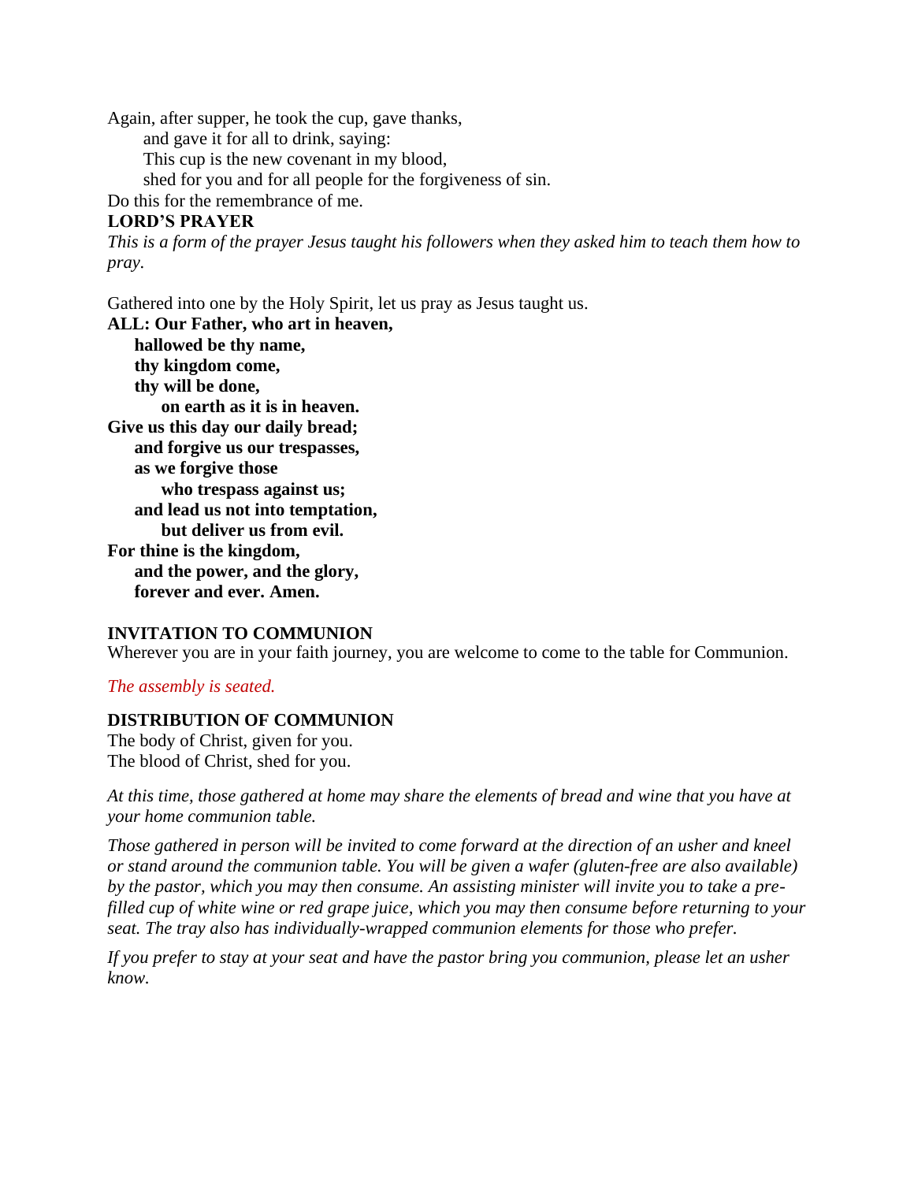Again, after supper, he took the cup, gave thanks,
and gave it for all to drink, saying:
This cup is the new covenant in my blood,
shed for you and for all people for the forgiveness of sin.
Do this for the remembrance of me.

**LORD'S PRAYER**

*This is a form of the prayer Jesus taught his followers when they asked him to teach them how to pray.*

Gathered into one by the Holy Spirit, let us pray as Jesus taught us.

**ALL: Our Father, who art in heaven,**
**hallowed be thy name,**
**thy kingdom come,**
**thy will be done,**
**on earth as it is in heaven.**
**Give us this day our daily bread;**
**and forgive us our trespasses,**
**as we forgive those**
**who trespass against us;**
**and lead us not into temptation,**
**but deliver us from evil.**
**For thine is the kingdom,**
**and the power, and the glory,**
**forever and ever. Amen.**

**INVITATION TO COMMUNION**

Wherever you are in your faith journey, you are welcome to come to the table for Communion.

*The assembly is seated.*

**DISTRIBUTION OF COMMUNION**

The body of Christ, given for you.
The blood of Christ, shed for you.

*At this time, those gathered at home may share the elements of bread and wine that you have at your home communion table.*

*Those gathered in person will be invited to come forward at the direction of an usher and kneel or stand around the communion table. You will be given a wafer (gluten-free are also available) by the pastor, which you may then consume. An assisting minister will invite you to take a pre-filled cup of white wine or red grape juice, which you may then consume before returning to your seat. The tray also has individually-wrapped communion elements for those who prefer.*

*If you prefer to stay at your seat and have the pastor bring you communion, please let an usher know.*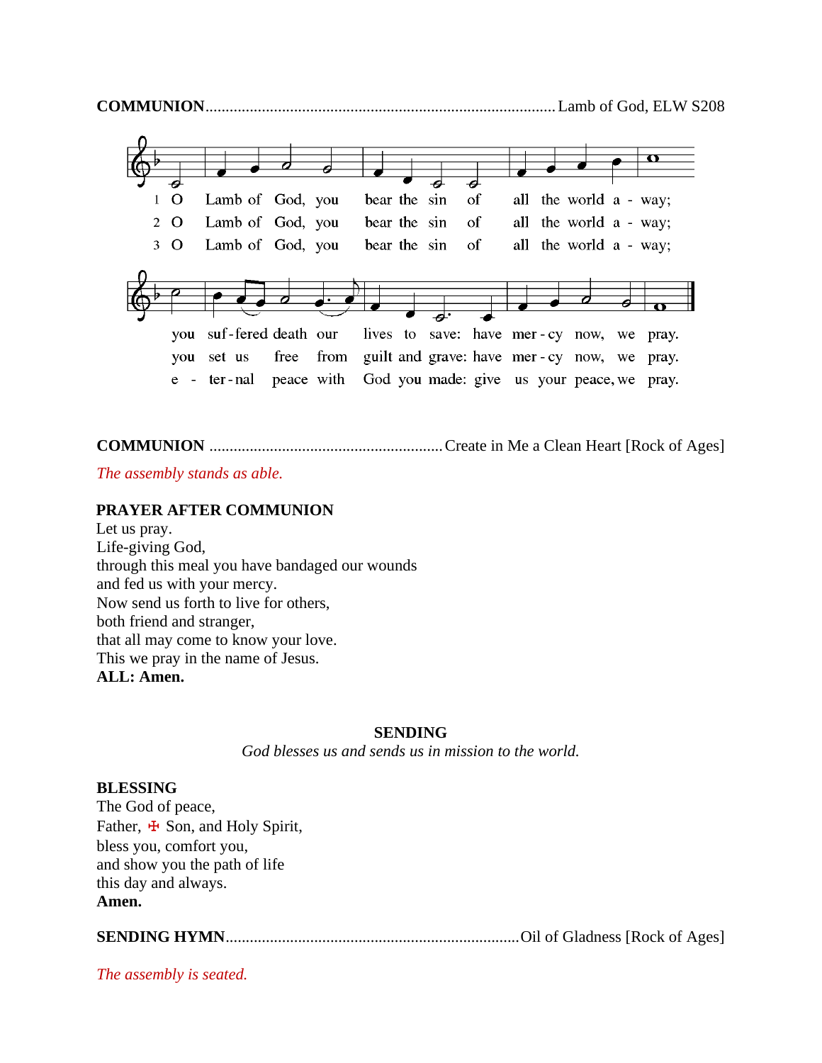**COMMUNION**........................................................................................ Lamb of God, ELW S208

1 O Lamb of God, you bear the sin of all the world a - way;
2 O Lamb of God, you bear the sin of all the world a - way;
3 O Lamb of God, you bear the sin of all the world a - way;

you suf-fered death our lives to save: have mer-cy now, we pray.
you set us free from guilt and grave: have mer-cy now, we pray.
e - ter-nal peace with God you made: give us your peace, we pray.

**COMMUNION** ........................................................... Create in Me a Clean Heart [Rock of Ages]

*The assembly stands as able.*

**PRAYER AFTER COMMUNION**

Let us pray.
Life-giving God,
through this meal you have bandaged our wounds
and fed us with your mercy.
Now send us forth to live for others,
both friend and stranger,
that all may come to know your love.
This we pray in the name of Jesus.
**ALL: Amen.**

## SENDING

*God blesses us and sends us in mission to the world.*

**BLESSING**

The God of peace,
Father, ☩ Son, and Holy Spirit,
bless you, comfort you,
and show you the path of life
this day and always.
**Amen.**

**SENDING HYMN**......................................................................... Oil of Gladness [Rock of Ages]

*The assembly is seated.*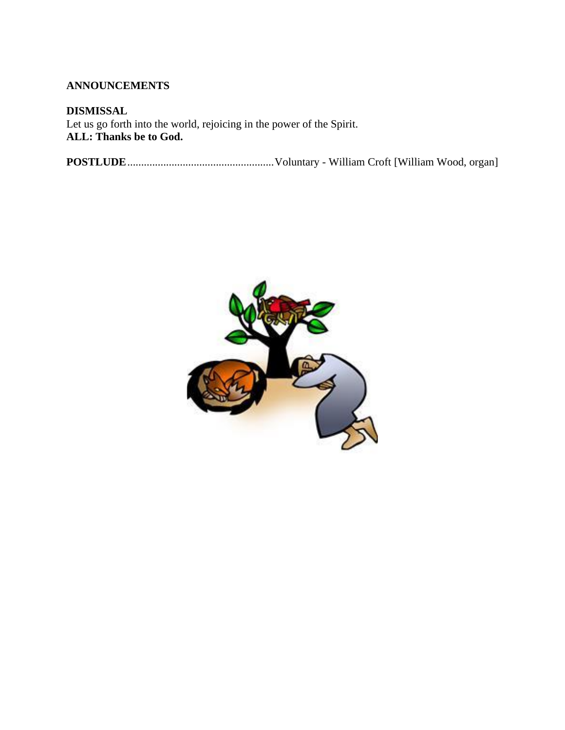**ANNOUNCEMENTS**

**DISMISSAL**
Let us go forth into the world, rejoicing in the power of the Spirit.
**ALL: Thanks be to God.**

**POSTLUDE**.....................................................Voluntary - William Croft [William Wood, organ]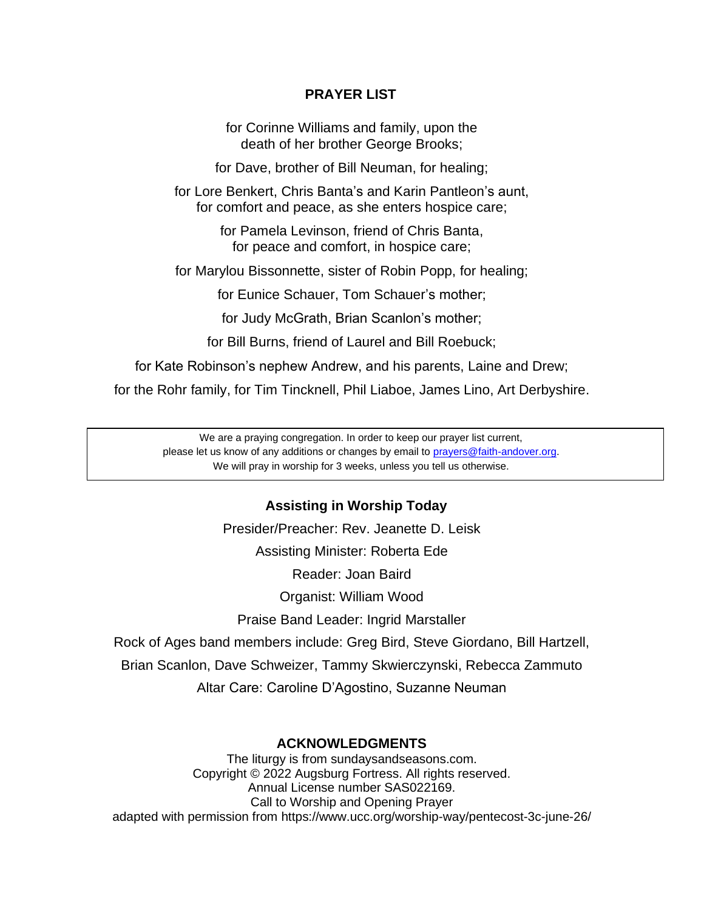## PRAYER LIST

for Corinne Williams and family, upon the death of her brother George Brooks;

for Dave, brother of Bill Neuman, for healing;

for Lore Benkert, Chris Banta's and Karin Pantleon's aunt, for comfort and peace, as she enters hospice care;

for Pamela Levinson, friend of Chris Banta, for peace and comfort, in hospice care;

for Marylou Bissonnette, sister of Robin Popp, for healing;

for Eunice Schauer, Tom Schauer's mother;

for Judy McGrath, Brian Scanlon's mother;

for Bill Burns, friend of Laurel and Bill Roebuck;

for Kate Robinson's nephew Andrew, and his parents, Laine and Drew;

for the Rohr family, for Tim Tincknell, Phil Liaboe, James Lino, Art Derbyshire.

> We are a praying congregation. In order to keep our prayer list current, please let us know of any additions or changes by email to prayers@faith-andover.org. We will pray in worship for 3 weeks, unless you tell us otherwise.

### Assisting in Worship Today

Presider/Preacher: Rev. Jeanette D. Leisk

Assisting Minister: Roberta Ede

Reader: Joan Baird

Organist: William Wood

Praise Band Leader: Ingrid Marstaller

Rock of Ages band members include: Greg Bird, Steve Giordano, Bill Hartzell, Brian Scanlon, Dave Schweizer, Tammy Skwierczynski, Rebecca Zammuto

Altar Care: Caroline D'Agostino, Suzanne Neuman

### ACKNOWLEDGMENTS

The liturgy is from sundaysandseasons.com.
Copyright © 2022 Augsburg Fortress. All rights reserved.
Annual License number SAS022169.
Call to Worship and Opening Prayer
adapted with permission from https://www.ucc.org/worship-way/pentecost-3c-june-26/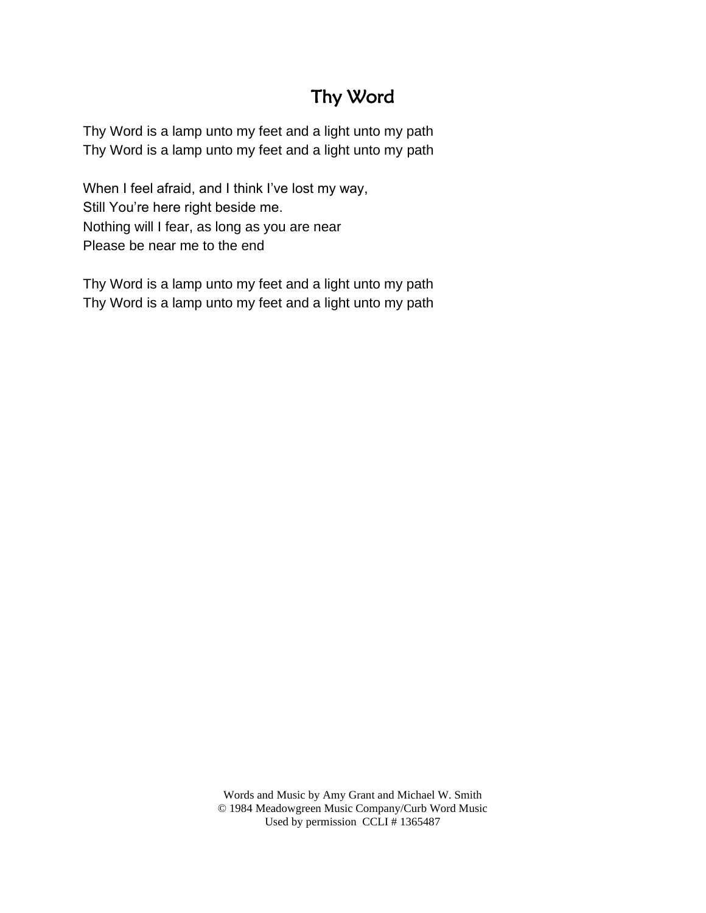# Thy Word

Thy Word is a lamp unto my feet and a light unto my path
Thy Word is a lamp unto my feet and a light unto my path

When I feel afraid, and I think I've lost my way,
Still You're here right beside me.
Nothing will I fear, as long as you are near
Please be near me to the end

Thy Word is a lamp unto my feet and a light unto my path
Thy Word is a lamp unto my feet and a light unto my path

Words and Music by Amy Grant and Michael W. Smith
© 1984 Meadowgreen Music Company/Curb Word Music
Used by permission CCLI # 1365487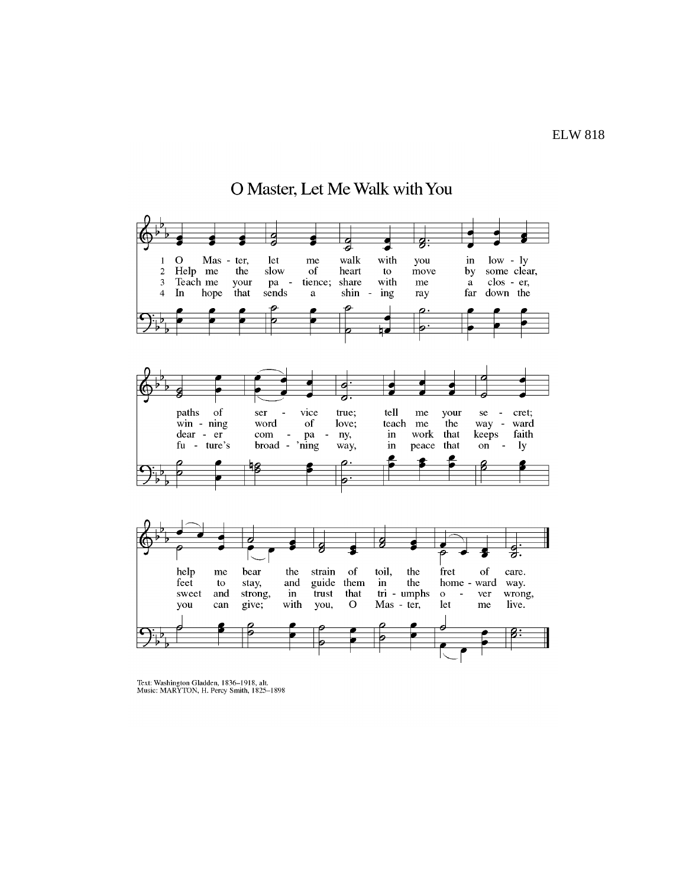ELW 818

# O Master, Let Me Walk with You

1 O Master, let me walk with you in lowly paths of service true; tell me your secret; help me bear the strain of toil, the fret of care.

2 Help me the slow of heart to move by some clear, winning word of love; teach me the wayward feet to stay, and guide them in the homeward way.

3 Teach me your patience; share with me a closer, dearer company, in work that keeps faith sweet and strong, in trust that triumphs over wrong,

4 In hope that sends a shining ray far down the future's broad'ning way, in peace that only you can give; with you, O Master, let me live.

Text: Washington Gladden, 1836–1918, alt.
Music: MARYTON, H. Percy Smith, 1825–1898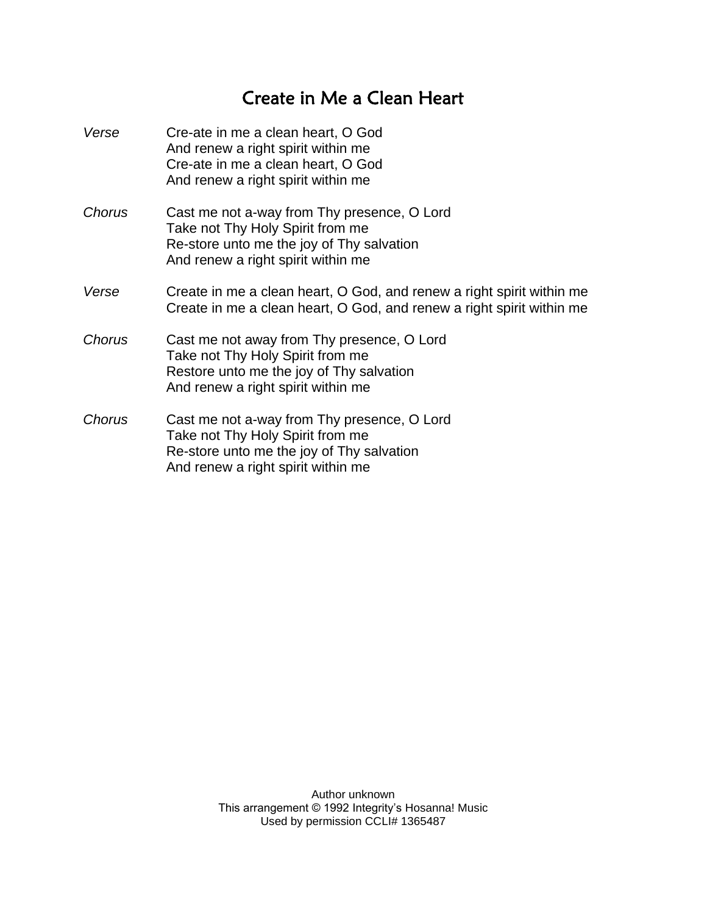# Create in Me a Clean Heart

*Verse*

Cre-ate in me a clean heart, O God
And renew a right spirit within me
Cre-ate in me a clean heart, O God
And renew a right spirit within me

*Chorus*

Cast me not a-way from Thy presence, O Lord
Take not Thy Holy Spirit from me
Re-store unto me the joy of Thy salvation
And renew a right spirit within me

*Verse*

Create in me a clean heart, O God, and renew a right spirit within me
Create in me a clean heart, O God, and renew a right spirit within me

*Chorus*

Cast me not away from Thy presence, O Lord
Take not Thy Holy Spirit from me
Restore unto me the joy of Thy salvation
And renew a right spirit within me

*Chorus*

Cast me not a-way from Thy presence, O Lord
Take not Thy Holy Spirit from me
Re-store unto me the joy of Thy salvation
And renew a right spirit within me

Author unknown
This arrangement © 1992 Integrity's Hosanna! Music
Used by permission CCLI# 1365487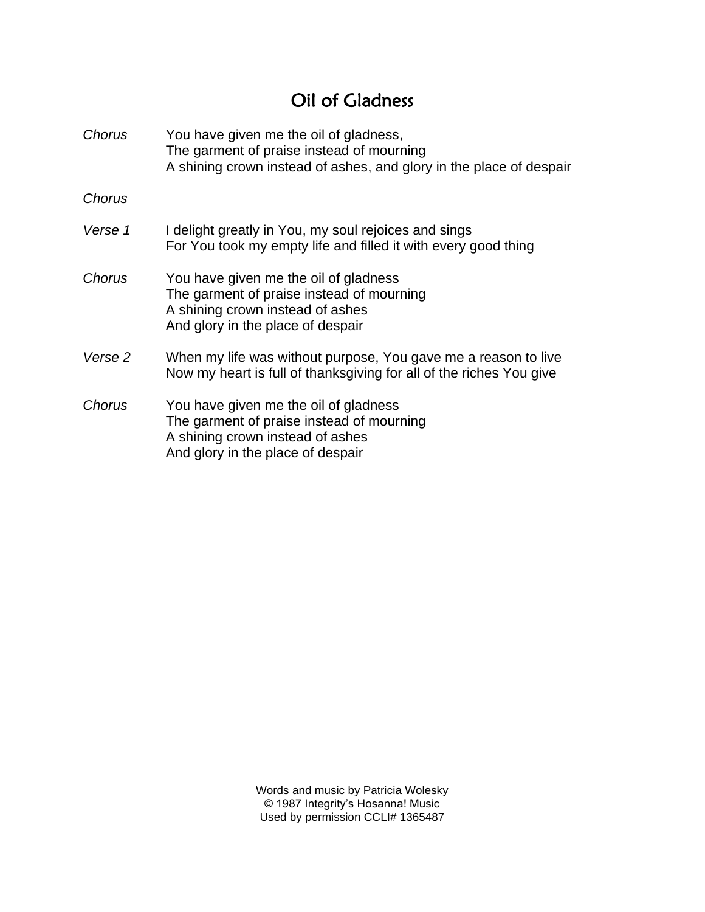# Oil of Gladness

*Chorus*
You have given me the oil of gladness,
The garment of praise instead of mourning
A shining crown instead of ashes, and glory in the place of despair

*Chorus*

*Verse 1*
I delight greatly in You, my soul rejoices and sings
For You took my empty life and filled it with every good thing

*Chorus*
You have given me the oil of gladness
The garment of praise instead of mourning
A shining crown instead of ashes
And glory in the place of despair

*Verse 2*
When my life was without purpose, You gave me a reason to live
Now my heart is full of thanksgiving for all of the riches You give

*Chorus*
You have given me the oil of gladness
The garment of praise instead of mourning
A shining crown instead of ashes
And glory in the place of despair

Words and music by Patricia Wolesky
© 1987 Integrity's Hosanna! Music
Used by permission CCLI# 1365487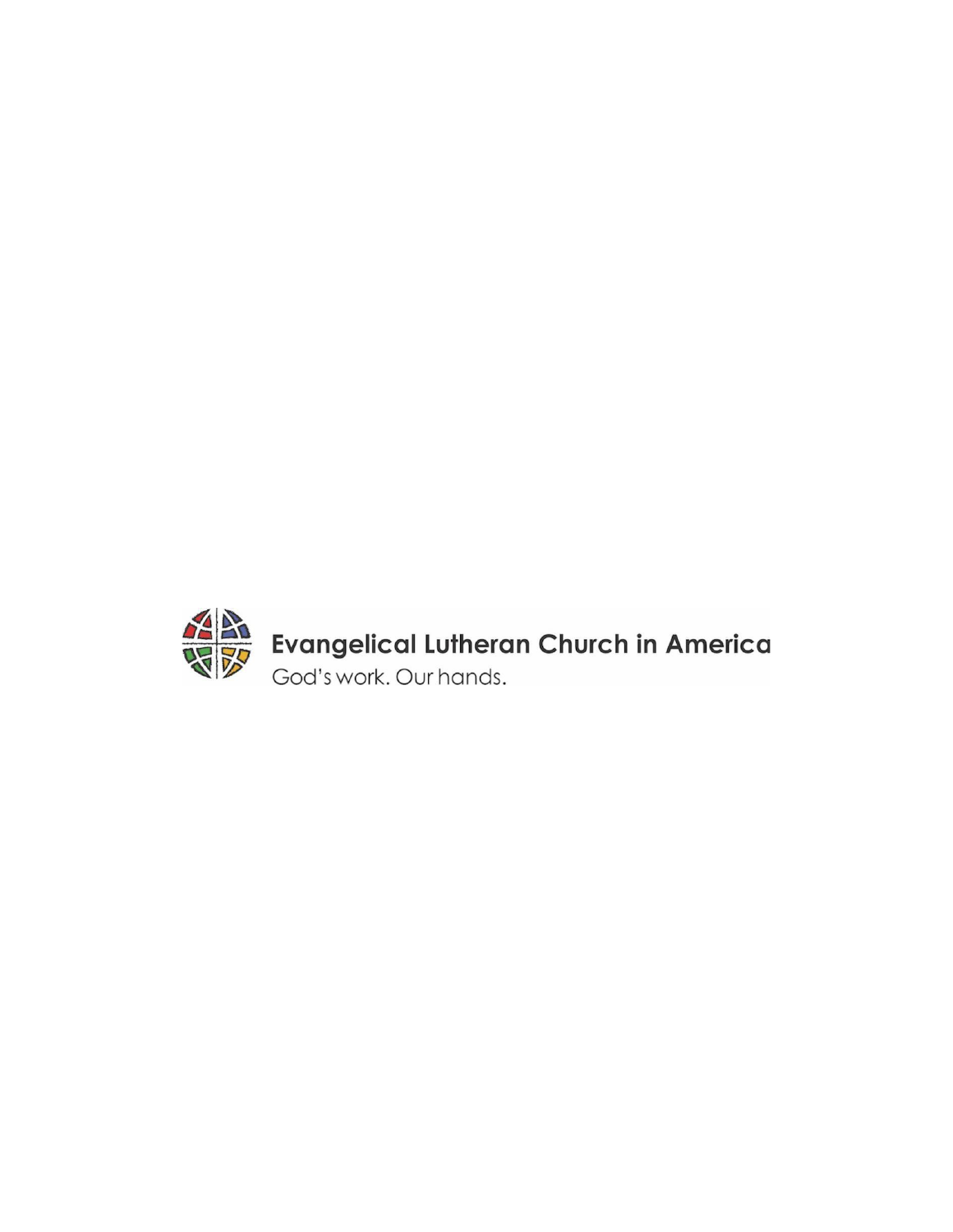Evangelical Lutheran Church in America

God's work. Our hands.